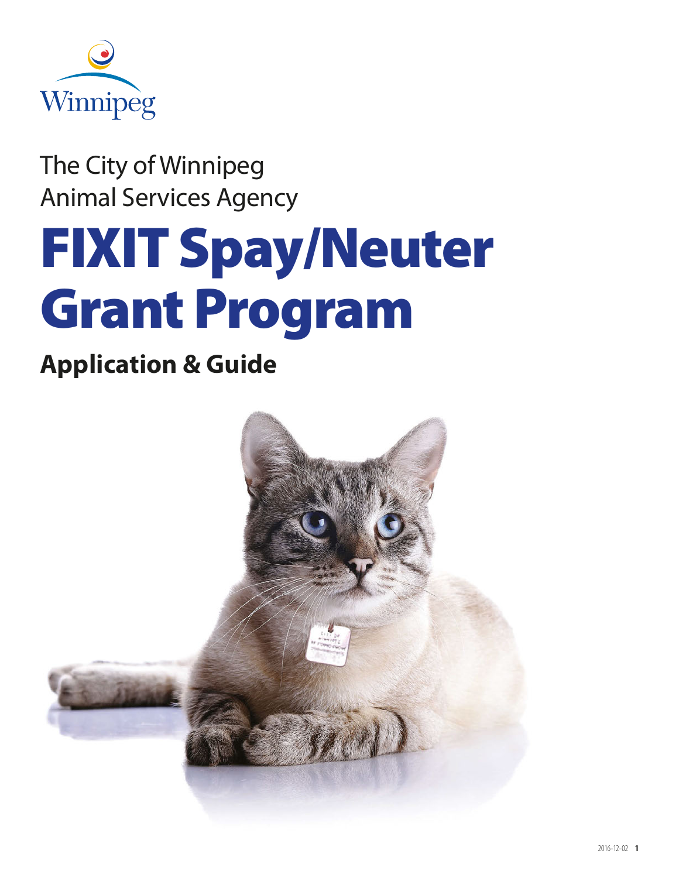Winnipeg

The City of Winnipeg
Animal Services Agency

# FIXIT Spay/Neuter Grant Program

## Application & Guide

2016-12-02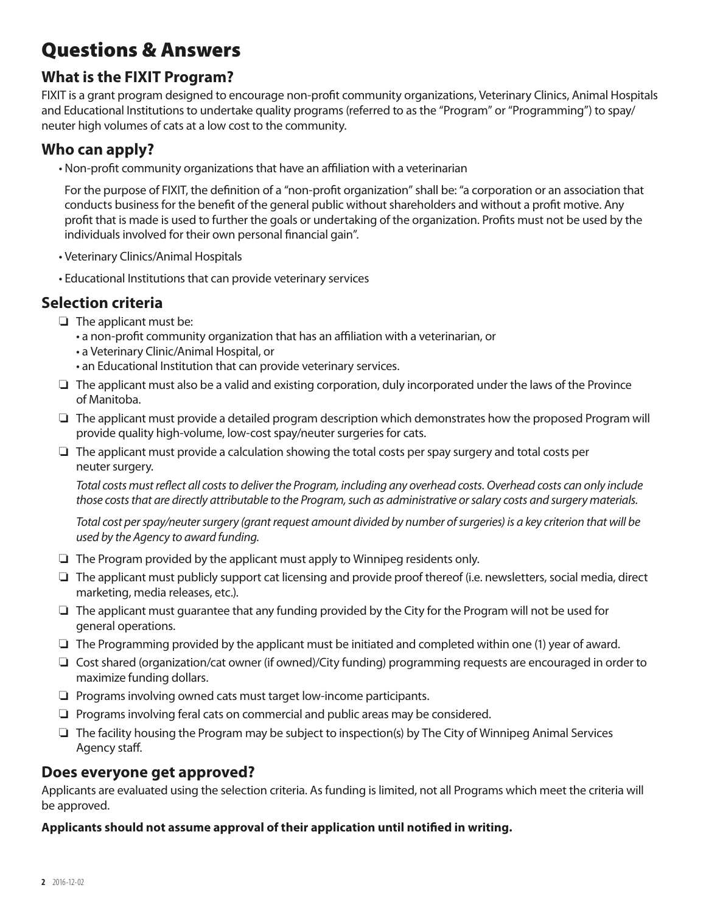# Questions & Answers

## What is the FIXIT Program?

FIXIT is a grant program designed to encourage non-profit community organizations, Veterinary Clinics, Animal Hospitals and Educational Institutions to undertake quality programs (referred to as the "Program" or "Programming") to spay/neuter high volumes of cats at a low cost to the community.

## Who can apply?

- Non-profit community organizations that have an affiliation with a veterinarian

  For the purpose of FIXIT, the definition of a "non-profit organization" shall be: "a corporation or an association that conducts business for the benefit of the general public without shareholders and without a profit motive. Any profit that is made is used to further the goals or undertaking of the organization. Profits must not be used by the individuals involved for their own personal financial gain".

- Veterinary Clinics/Animal Hospitals
- Educational Institutions that can provide veterinary services

## Selection criteria

- ❑ The applicant must be:
  - a non-profit community organization that has an affiliation with a veterinarian, or
  - a Veterinary Clinic/Animal Hospital, or
  - an Educational Institution that can provide veterinary services.
- ❑ The applicant must also be a valid and existing corporation, duly incorporated under the laws of the Province of Manitoba.
- ❑ The applicant must provide a detailed program description which demonstrates how the proposed Program will provide quality high-volume, low-cost spay/neuter surgeries for cats.
- ❑ The applicant must provide a calculation showing the total costs per spay surgery and total costs per neuter surgery.

  *Total costs must reflect all costs to deliver the Program, including any overhead costs. Overhead costs can only include those costs that are directly attributable to the Program, such as administrative or salary costs and surgery materials.*

  *Total cost per spay/neuter surgery (grant request amount divided by number of surgeries) is a key criterion that will be used by the Agency to award funding.*

- ❑ The Program provided by the applicant must apply to Winnipeg residents only.
- ❑ The applicant must publicly support cat licensing and provide proof thereof (i.e. newsletters, social media, direct marketing, media releases, etc.).
- ❑ The applicant must guarantee that any funding provided by the City for the Program will not be used for general operations.
- ❑ The Programming provided by the applicant must be initiated and completed within one (1) year of award.
- ❑ Cost shared (organization/cat owner (if owned)/City funding) programming requests are encouraged in order to maximize funding dollars.
- ❑ Programs involving owned cats must target low-income participants.
- ❑ Programs involving feral cats on commercial and public areas may be considered.
- ❑ The facility housing the Program may be subject to inspection(s) by The City of Winnipeg Animal Services Agency staff.

## Does everyone get approved?

Applicants are evaluated using the selection criteria. As funding is limited, not all Programs which meet the criteria will be approved.

**Applicants should not assume approval of their application until notified in writing.**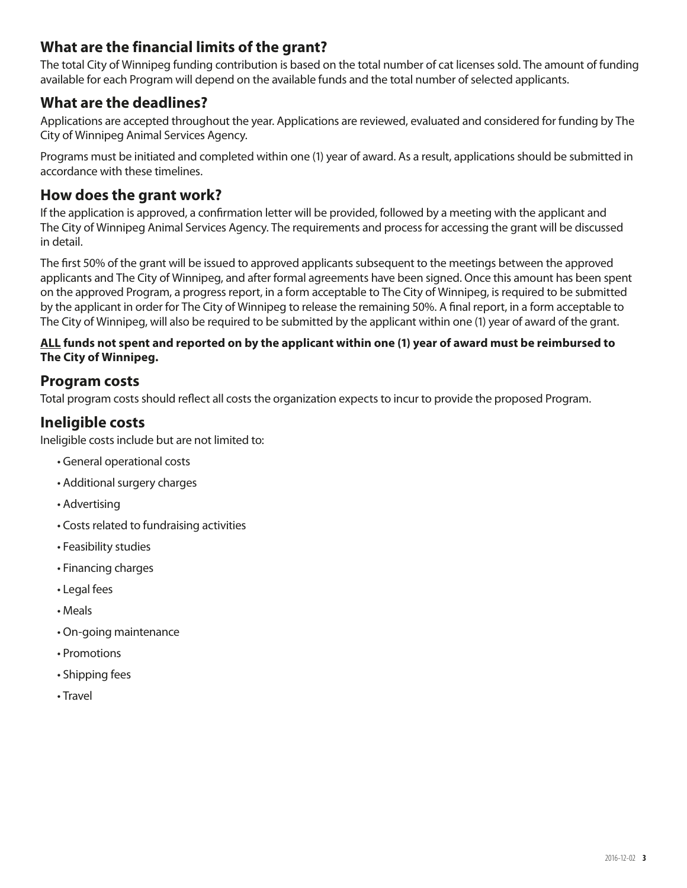## What are the financial limits of the grant?

The total City of Winnipeg funding contribution is based on the total number of cat licenses sold. The amount of funding available for each Program will depend on the available funds and the total number of selected applicants.

## What are the deadlines?

Applications are accepted throughout the year. Applications are reviewed, evaluated and considered for funding by The City of Winnipeg Animal Services Agency.

Programs must be initiated and completed within one (1) year of award. As a result, applications should be submitted in accordance with these timelines.

## How does the grant work?

If the application is approved, a confirmation letter will be provided, followed by a meeting with the applicant and The City of Winnipeg Animal Services Agency. The requirements and process for accessing the grant will be discussed in detail.

The first 50% of the grant will be issued to approved applicants subsequent to the meetings between the approved applicants and The City of Winnipeg, and after formal agreements have been signed. Once this amount has been spent on the approved Program, a progress report, in a form acceptable to The City of Winnipeg, is required to be submitted by the applicant in order for The City of Winnipeg to release the remaining 50%. A final report, in a form acceptable to The City of Winnipeg, will also be required to be submitted by the applicant within one (1) year of award of the grant.

**<u>ALL</u> funds not spent and reported on by the applicant within one (1) year of award must be reimbursed to The City of Winnipeg.**

## Program costs

Total program costs should reflect all costs the organization expects to incur to provide the proposed Program.

## Ineligible costs

Ineligible costs include but are not limited to:

- General operational costs
- Additional surgery charges
- Advertising
- Costs related to fundraising activities
- Feasibility studies
- Financing charges
- Legal fees
- Meals
- On-going maintenance
- Promotions
- Shipping fees
- Travel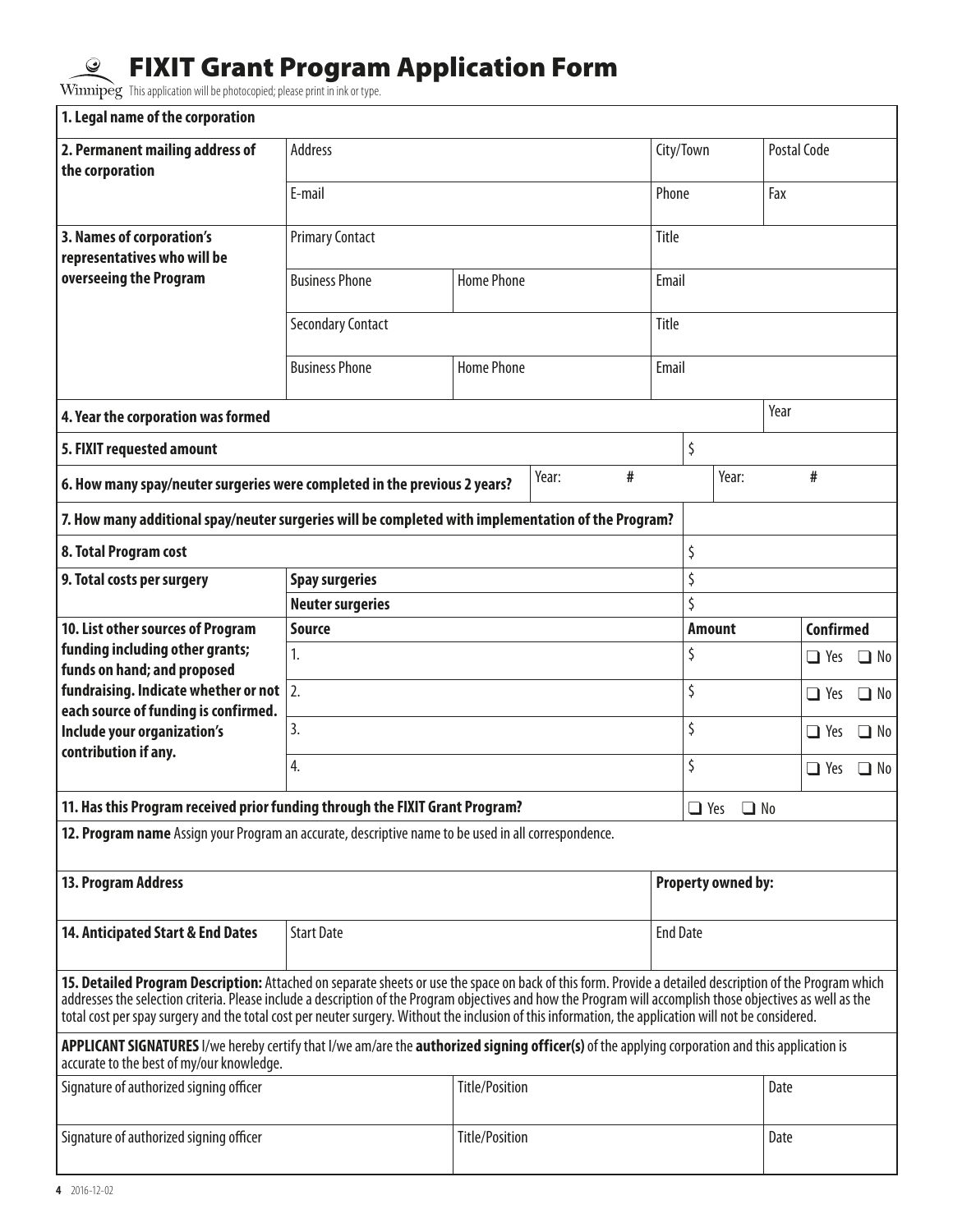# FIXIT Grant Program Application Form

Winnipeg — This application will be photocopied; please print in ink or type.

| **1. Legal name of the corporation** | | | | |
|---|---|---|---|---|
| **2. Permanent mailing address of the corporation** | Address | | City/Town | Postal Code |
| | E-mail | | Phone | Fax |
| **3. Names of corporation's representatives who will be overseeing the Program** | Primary Contact | | Title | |
| | Business Phone | Home Phone | Email | |
| | Secondary Contact | | Title | |
| | Business Phone | Home Phone | Email | |

| **4. Year the corporation was formed** | Year |
|---|---|
| **5. FIXIT requested amount** | $ |

| **6. How many spay/neuter surgeries were completed in the previous 2 years?** | Year: | # | Year: | # |
|---|---|---|---|---|

| **7. How many additional spay/neuter surgeries will be completed with implementation of the Program?** | |
|---|---|
| **8. Total Program cost** | $ |

| **9. Total costs per surgery** | **Spay surgeries** | $ |
|---|---|---|
| | **Neuter surgeries** | $ |

| **10. List other sources of Program funding including other grants; funds on hand; and proposed fundraising. Indicate whether or not each source of funding is confirmed. Include your organization's contribution if any.** | **Source** | **Amount** | **Confirmed** |
|---|---|---|---|
| | 1. | $ | ❑ Yes ❑ No |
| | 2. | $ | ❑ Yes ❑ No |
| | 3. | $ | ❑ Yes ❑ No |
| | 4. | $ | ❑ Yes ❑ No |

| **11. Has this Program received prior funding through the FIXIT Grant Program?** | ❑ Yes ❑ No |
|---|---|

**12. Program name** Assign your Program an accurate, descriptive name to be used in all correspondence.

| **13. Program Address** | **Property owned by:** |
|---|---|

| **14. Anticipated Start & End Dates** | Start Date | End Date |
|---|---|---|

**15. Detailed Program Description:** Attached on separate sheets or use the space on back of this form. Provide a detailed description of the Program which addresses the selection criteria. Please include a description of the Program objectives and how the Program will accomplish those objectives as well as the total cost per spay surgery and the total cost per neuter surgery. Without the inclusion of this information, the application will not be considered.

**APPLICANT SIGNATURES** I/we hereby certify that I/we am/are the **authorized signing officer(s)** of the applying corporation and this application is accurate to the best of my/our knowledge.

| Signature of authorized signing officer | Title/Position | Date |
|---|---|---|
| Signature of authorized signing officer | Title/Position | Date |

2016-12-02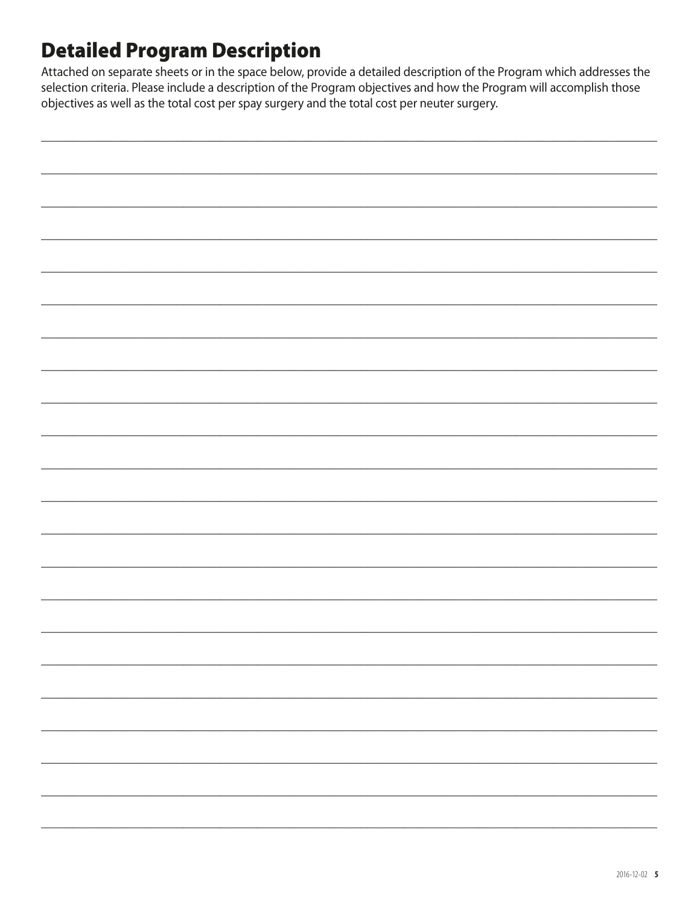## Detailed Program Description

Attached on separate sheets or in the space below, provide a detailed description of the Program which addresses the selection criteria. Please include a description of the Program objectives and how the Program will accomplish those objectives as well as the total cost per spay surgery and the total cost per neuter surgery.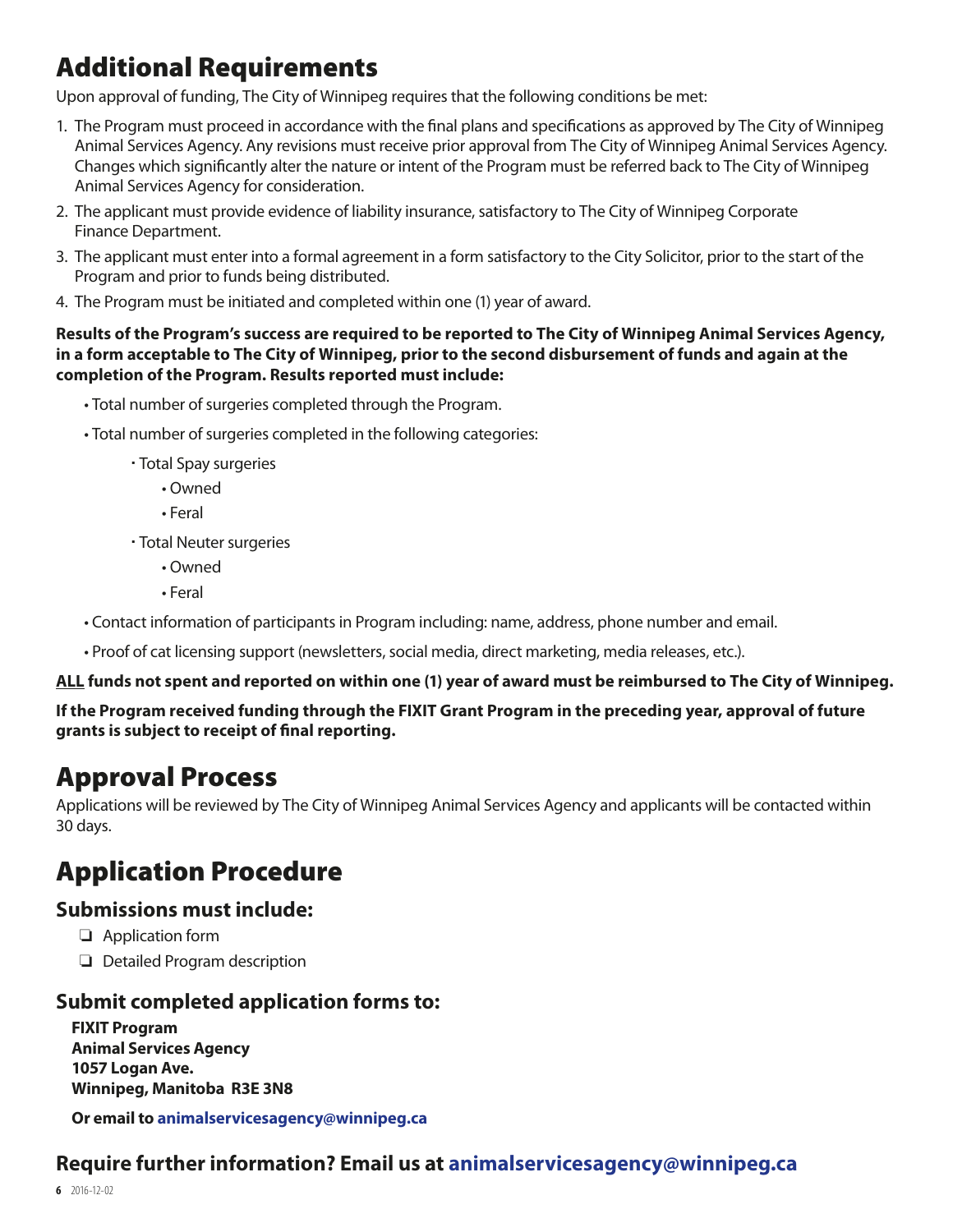## Additional Requirements

Upon approval of funding, The City of Winnipeg requires that the following conditions be met:

1. The Program must proceed in accordance with the final plans and specifications as approved by The City of Winnipeg Animal Services Agency. Any revisions must receive prior approval from The City of Winnipeg Animal Services Agency. Changes which significantly alter the nature or intent of the Program must be referred back to The City of Winnipeg Animal Services Agency for consideration.
2. The applicant must provide evidence of liability insurance, satisfactory to The City of Winnipeg Corporate Finance Department.
3. The applicant must enter into a formal agreement in a form satisfactory to the City Solicitor, prior to the start of the Program and prior to funds being distributed.
4. The Program must be initiated and completed within one (1) year of award.

**Results of the Program's success are required to be reported to The City of Winnipeg Animal Services Agency, in a form acceptable to The City of Winnipeg, prior to the second disbursement of funds and again at the completion of the Program. Results reported must include:**

- Total number of surgeries completed through the Program.
- Total number of surgeries completed in the following categories:
  - Total Spay surgeries
    - Owned
    - Feral
  - Total Neuter surgeries
    - Owned
    - Feral
- Contact information of participants in Program including: name, address, phone number and email.
- Proof of cat licensing support (newsletters, social media, direct marketing, media releases, etc.).

**<u>ALL</u> funds not spent and reported on within one (1) year of award must be reimbursed to The City of Winnipeg.**

**If the Program received funding through the FIXIT Grant Program in the preceding year, approval of future grants is subject to receipt of final reporting.**

## Approval Process

Applications will be reviewed by The City of Winnipeg Animal Services Agency and applicants will be contacted within 30 days.

## Application Procedure

### Submissions must include:

- ❏ Application form
- ❏ Detailed Program description

### Submit completed application forms to:

**FIXIT Program**
**Animal Services Agency**
**1057 Logan Ave.**
**Winnipeg, Manitoba R3E 3N8**

**Or email to animalservicesagency@winnipeg.ca**

### Require further information? Email us at animalservicesagency@winnipeg.ca

2016-12-02